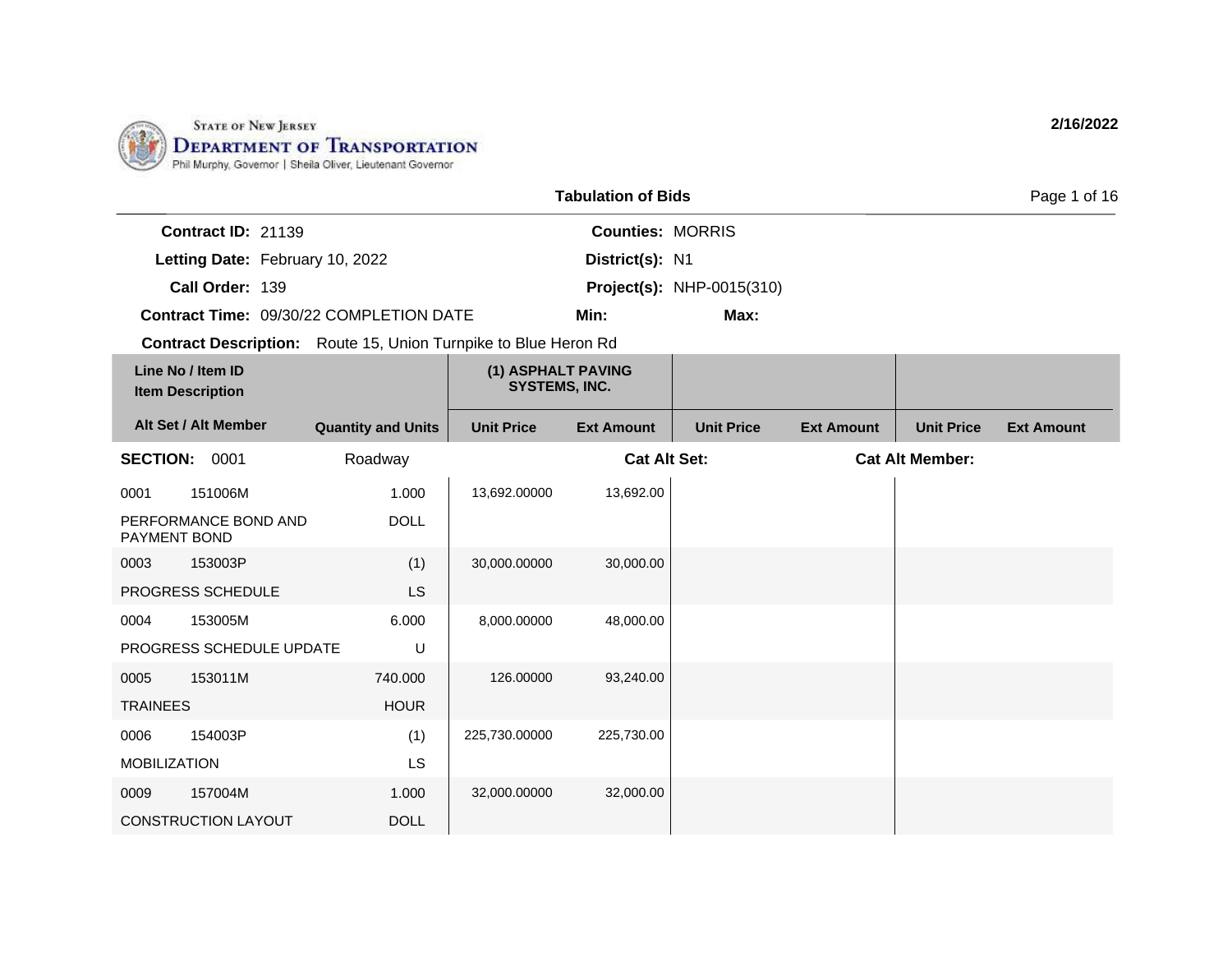State of New Jersey
**Department of Transportation**
Phil Murphy, Governor | Sheila Oliver, Lieutenant Governor

2/16/2022

## Tabulation of Bids

**Contract ID:** 21139
**Letting Date:** February 10, 2022
**Call Order:** 139
**Contract Time:** 09/30/22 COMPLETION DATE

**Counties:** MORRIS
**District(s):** N1
**Project(s):** NHP-0015(310)
**Min:**
**Max:**

**Contract Description:** Route 15, Union Turnpike to Blue Heron Rd

| Line No / Item ID / Item Description | Alt Set / Alt Member | Quantity and Units | (1) ASPHALT PAVING SYSTEMS, INC. Unit Price | Ext Amount | Unit Price | Ext Amount | Unit Price | Ext Amount |
|---|---|---|---|---|---|---|---|---|
| **SECTION: 0001** | | Roadway | | **Cat Alt Set:** | | | **Cat Alt Member:** | |
| 0001 151006M PERFORMANCE BOND AND PAYMENT BOND | | 1.000 DOLL | 13,692.00000 | 13,692.00 | | | | |
| 0003 153003P PROGRESS SCHEDULE | | (1) LS | 30,000.00000 | 30,000.00 | | | | |
| 0004 153005M PROGRESS SCHEDULE UPDATE | | 6.000 U | 8,000.00000 | 48,000.00 | | | | |
| 0005 153011M TRAINEES | | 740.000 HOUR | 126.00000 | 93,240.00 | | | | |
| 0006 154003P MOBILIZATION | | (1) LS | 225,730.00000 | 225,730.00 | | | | |
| 0009 157004M CONSTRUCTION LAYOUT | | 1.000 DOLL | 32,000.00000 | 32,000.00 | | | | |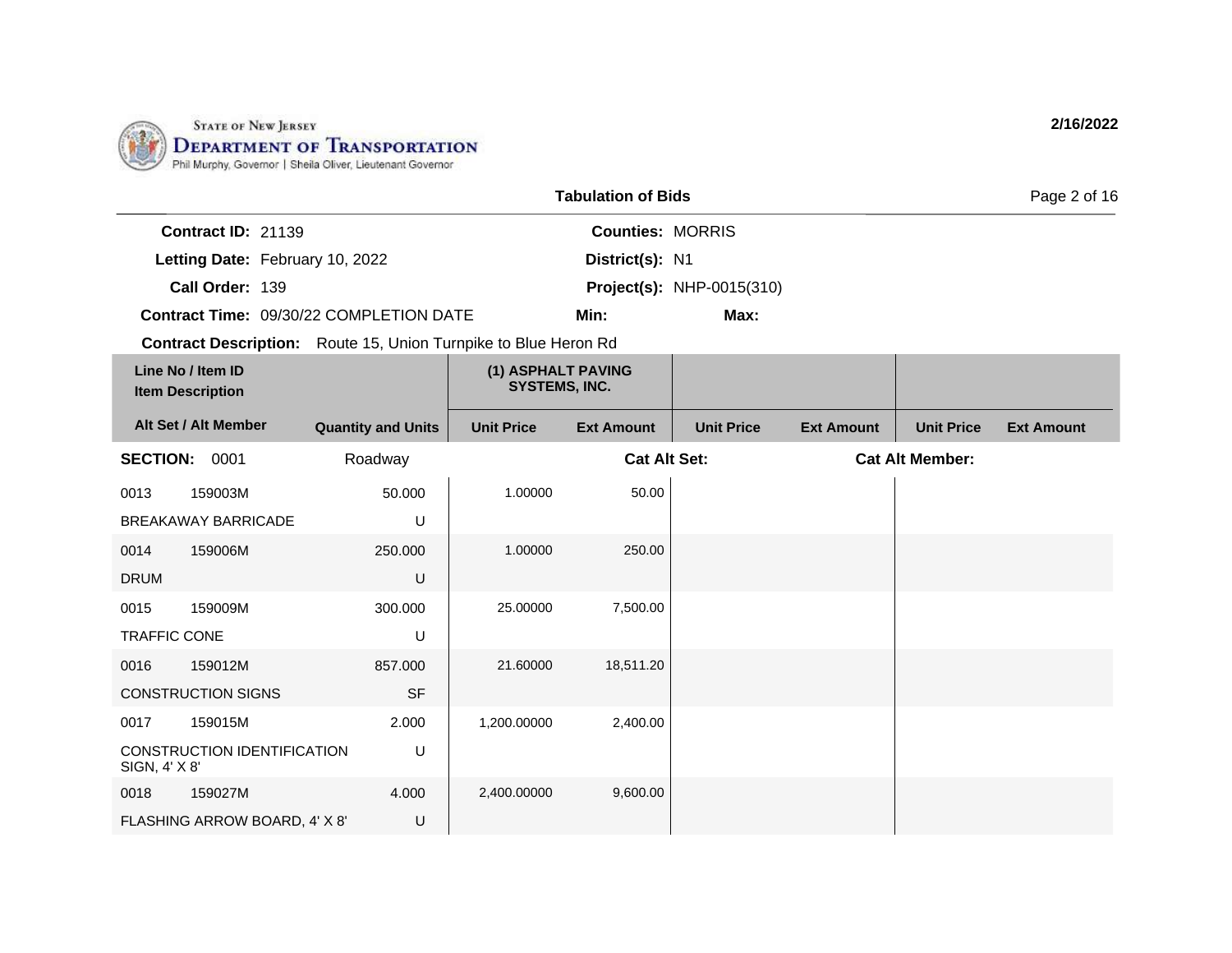STATE OF NEW JERSEY
DEPARTMENT OF TRANSPORTATION
Phil Murphy, Governor | Sheila Oliver, Lieutenant Governor

2/16/2022

**Tabulation of Bids**

**Contract ID:** 21139
**Letting Date:** February 10, 2022
**Call Order:** 139
**Contract Time:** 09/30/22 COMPLETION DATE

**Counties:** MORRIS
**District(s):** N1
**Project(s):** NHP-0015(310)
**Min:**
**Max:**

**Contract Description:** Route 15, Union Turnpike to Blue Heron Rd

| Line No / Item ID / Item Description | | Quantity and Units | (1) ASPHALT PAVING SYSTEMS, INC. | | | | | |
|---|---|---|---|---|---|---|---|---|
| Alt Set / Alt Member | | Quantity and Units | Unit Price | Ext Amount | Unit Price | Ext Amount | Unit Price | Ext Amount |
| **SECTION:** 0001 | | Roadway | | **Cat Alt Set:** | | **Cat Alt Member:** | | |
| 0013 | 159003M | 50.000 | 1.00000 | 50.00 | | | | |
| BREAKAWAY BARRICADE | | U | | | | | | |
| 0014 | 159006M | 250.000 | 1.00000 | 250.00 | | | | |
| DRUM | | U | | | | | | |
| 0015 | 159009M | 300.000 | 25.00000 | 7,500.00 | | | | |
| TRAFFIC CONE | | U | | | | | | |
| 0016 | 159012M | 857.000 | 21.60000 | 18,511.20 | | | | |
| CONSTRUCTION SIGNS | | SF | | | | | | |
| 0017 | 159015M | 2.000 | 1,200.00000 | 2,400.00 | | | | |
| CONSTRUCTION IDENTIFICATION SIGN, 4' X 8' | | U | | | | | | |
| 0018 | 159027M | 4.000 | 2,400.00000 | 9,600.00 | | | | |
| FLASHING ARROW BOARD, 4' X 8' | | U | | | | | | |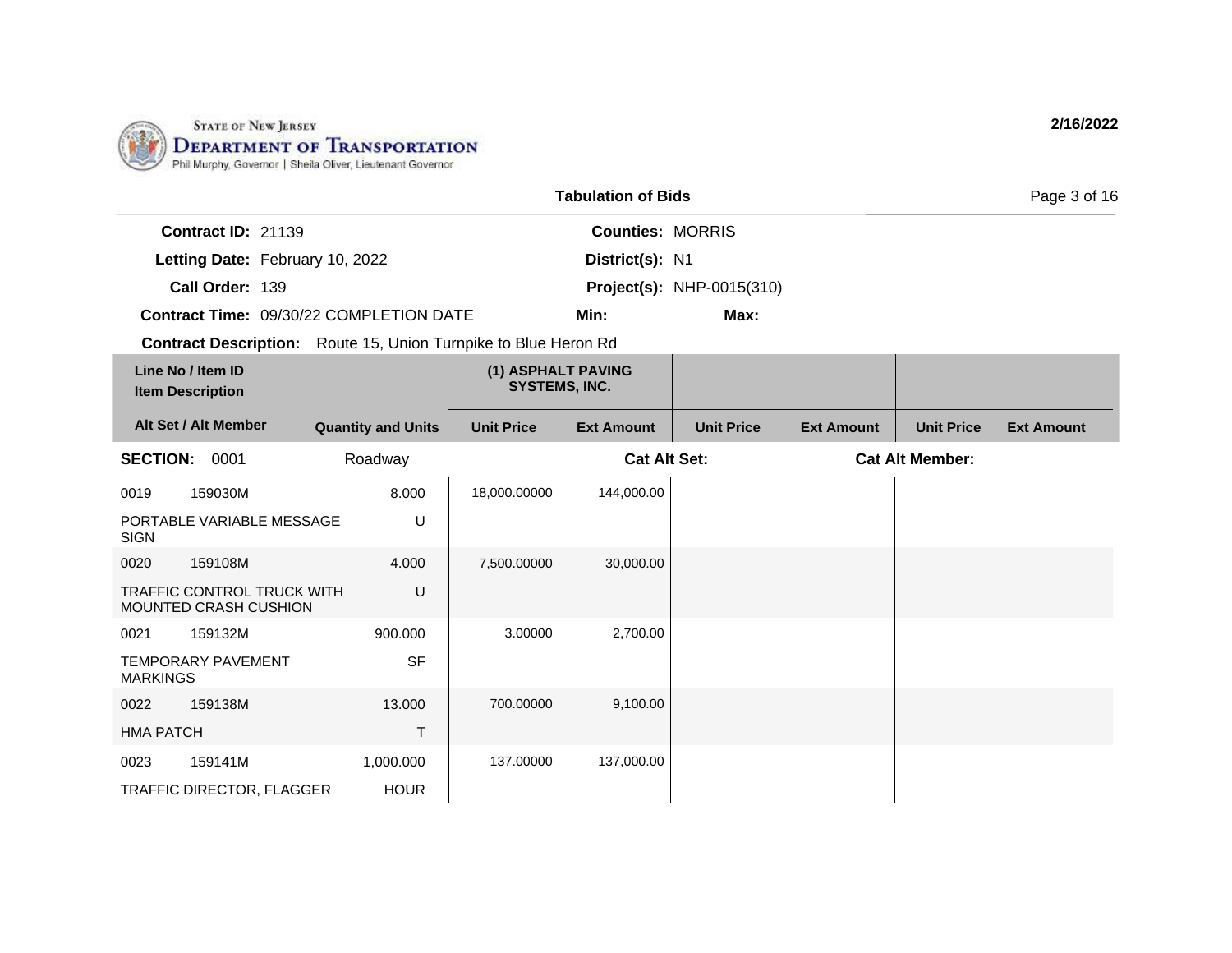STATE OF NEW JERSEY
DEPARTMENT OF TRANSPORTATION
Phil Murphy, Governor | Sheila Oliver, Lieutenant Governor

2/16/2022

**Tabulation of Bids**

**Contract ID:** 21139 **Counties:** MORRIS
**Letting Date:** February 10, 2022 **District(s):** N1
**Call Order:** 139 **Project(s):** NHP-0015(310)
**Contract Time:** 09/30/22 COMPLETION DATE **Min:** **Max:**
**Contract Description:** Route 15, Union Turnpike to Blue Heron Rd

| Line No / Item ID / Item Description | | (1) ASPHALT PAVING SYSTEMS, INC. | | | | | |
|---|---|---|---|---|---|---|---|
| Alt Set / Alt Member | Quantity and Units | Unit Price | Ext Amount | Unit Price | Ext Amount | Unit Price | Ext Amount |
| **SECTION:** 0001 | Roadway | | **Cat Alt Set:** | | **Cat Alt Member:** | | |
| 0019 159030M PORTABLE VARIABLE MESSAGE SIGN | 8.000 U | 18,000.00000 | 144,000.00 | | | | |
| 0020 159108M TRAFFIC CONTROL TRUCK WITH MOUNTED CRASH CUSHION | 4.000 U | 7,500.00000 | 30,000.00 | | | | |
| 0021 159132M TEMPORARY PAVEMENT MARKINGS | 900.000 SF | 3.00000 | 2,700.00 | | | | |
| 0022 159138M HMA PATCH | 13.000 T | 700.00000 | 9,100.00 | | | | |
| 0023 159141M TRAFFIC DIRECTOR, FLAGGER | 1,000.000 HOUR | 137.00000 | 137,000.00 | | | | |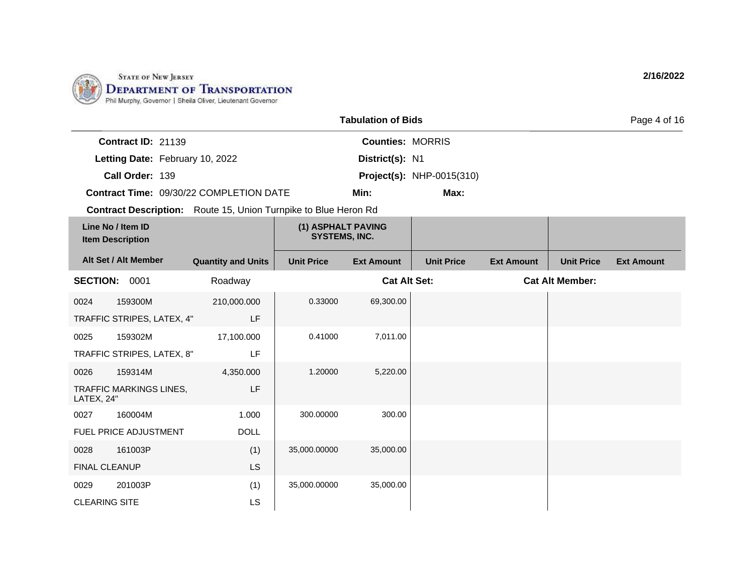STATE OF NEW JERSEY
**DEPARTMENT OF TRANSPORTATION**
Phil Murphy, Governor | Sheila Oliver, Lieutenant Governor

**2/16/2022**

**Tabulation of Bids**

| | | | |
|---|---|---|---|
| **Contract ID:** | 21139 | **Counties:** | MORRIS |
| **Letting Date:** | February 10, 2022 | **District(s):** | N1 |
| **Call Order:** | 139 | **Project(s):** | NHP-0015(310) |
| **Contract Time:** | 09/30/22 COMPLETION DATE | **Min:** | **Max:** |

**Contract Description:** Route 15, Union Turnpike to Blue Heron Rd

| Line No / Item ID<br>Item Description | | | (1) ASPHALT PAVING SYSTEMS, INC. | | | | | |
|---|---|---|---|---|---|---|---|---|
| **Alt Set / Alt Member** | | **Quantity and Units** | **Unit Price** | **Ext Amount** | **Unit Price** | **Ext Amount** | **Unit Price** | **Ext Amount** |
| **SECTION:** 0001 | | Roadway | | **Cat Alt Set:** | | | **Cat Alt Member:** | |
| 0024 | 159300M | 210,000.000 | 0.33000 | 69,300.00 | | | | |
| TRAFFIC STRIPES, LATEX, 4" | | LF | | | | | | |
| 0025 | 159302M | 17,100.000 | 0.41000 | 7,011.00 | | | | |
| TRAFFIC STRIPES, LATEX, 8" | | LF | | | | | | |
| 0026 | 159314M | 4,350.000 | 1.20000 | 5,220.00 | | | | |
| TRAFFIC MARKINGS LINES, LATEX, 24" | | LF | | | | | | |
| 0027 | 160004M | 1.000 | 300.00000 | 300.00 | | | | |
| FUEL PRICE ADJUSTMENT | | DOLL | | | | | | |
| 0028 | 161003P | (1) | 35,000.00000 | 35,000.00 | | | | |
| FINAL CLEANUP | | LS | | | | | | |
| 0029 | 201003P | (1) | 35,000.00000 | 35,000.00 | | | | |
| CLEARING SITE | | LS | | | | | | |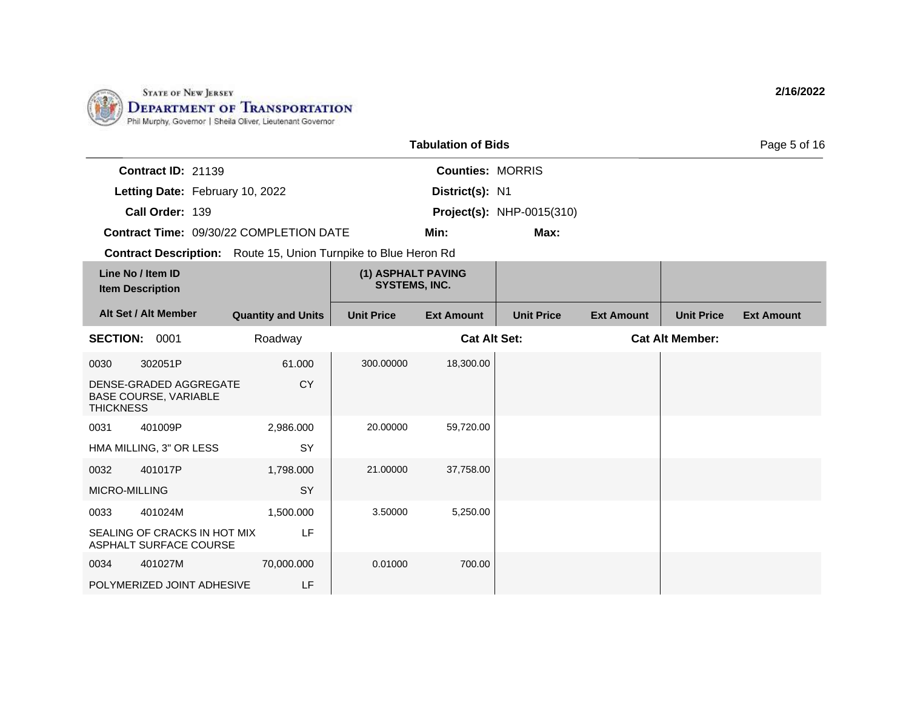STATE OF NEW JERSEY
DEPARTMENT OF TRANSPORTATION
Phil Murphy, Governor | Sheila Oliver, Lieutenant Governor

**2/16/2022**

## Tabulation of Bids

**Contract ID:** 21139
**Letting Date:** February 10, 2022
**Call Order:** 139
**Contract Time:** 09/30/22 COMPLETION DATE
**Contract Description:** Route 15, Union Turnpike to Blue Heron Rd

**Counties:** MORRIS
**District(s):** N1
**Project(s):** NHP-0015(310)
**Min:**
**Max:**

| Line No / Item ID / Item Description | Alt Set / Alt Member | Quantity and Units | (1) ASPHALT PAVING SYSTEMS, INC. | | | | | |
|---|---|---|---|---|---|---|---|---|
| | | | Unit Price | Ext Amount | Unit Price | Ext Amount | Unit Price | Ext Amount |
| **SECTION: 0001** | | Roadway | | **Cat Alt Set:** | | **Cat Alt Member:** | | |
| 0030 302051P DENSE-GRADED AGGREGATE BASE COURSE, VARIABLE THICKNESS | | 61.000 CY | 300.00000 | 18,300.00 | | | | |
| 0031 401009P HMA MILLING, 3" OR LESS | | 2,986.000 SY | 20.00000 | 59,720.00 | | | | |
| 0032 401017P MICRO-MILLING | | 1,798.000 SY | 21.00000 | 37,758.00 | | | | |
| 0033 401024M SEALING OF CRACKS IN HOT MIX ASPHALT SURFACE COURSE | | 1,500.000 LF | 3.50000 | 5,250.00 | | | | |
| 0034 401027M POLYMERIZED JOINT ADHESIVE | | 70,000.000 LF | 0.01000 | 700.00 | | | | |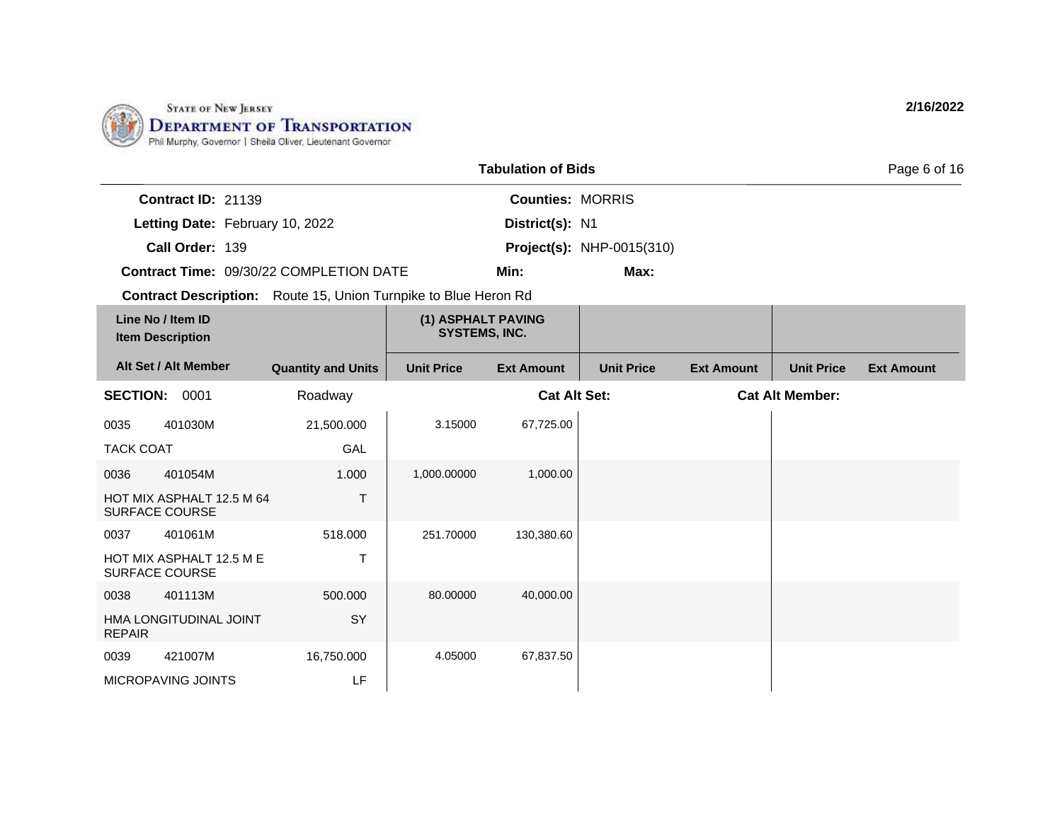STATE OF NEW JERSEY
DEPARTMENT OF TRANSPORTATION
Phil Murphy, Governor | Sheila Oliver, Lieutenant Governor

2/16/2022

## Tabulation of Bids

**Contract ID:** 21139
**Letting Date:** February 10, 2022
**Call Order:** 139
**Contract Time:** 09/30/22 COMPLETION DATE
**Contract Description:** Route 15, Union Turnpike to Blue Heron Rd

**Counties:** MORRIS
**District(s):** N1
**Project(s):** NHP-0015(310)
**Min:**
**Max:**

| Line No / Item ID<br>Item Description | | (1) ASPHALT PAVING SYSTEMS, INC. | | | | | |
|---|---|---|---|---|---|---|---|
| Alt Set / Alt Member | Quantity and Units | Unit Price | Ext Amount | Unit Price | Ext Amount | Unit Price | Ext Amount |
| **SECTION: 0001** | Roadway | | **Cat Alt Set:** | | | **Cat Alt Member:** | |
| 0035 401030M<br>TACK COAT | 21,500.000<br>GAL | 3.15000 | 67,725.00 | | | | |
| 0036 401054M<br>HOT MIX ASPHALT 12.5 M 64 SURFACE COURSE | 1.000<br>T | 1,000.00000 | 1,000.00 | | | | |
| 0037 401061M<br>HOT MIX ASPHALT 12.5 M E SURFACE COURSE | 518.000<br>T | 251.70000 | 130,380.60 | | | | |
| 0038 401113M<br>HMA LONGITUDINAL JOINT REPAIR | 500.000<br>SY | 80.00000 | 40,000.00 | | | | |
| 0039 421007M<br>MICROPAVING JOINTS | 16,750.000<br>LF | 4.05000 | 67,837.50 | | | | |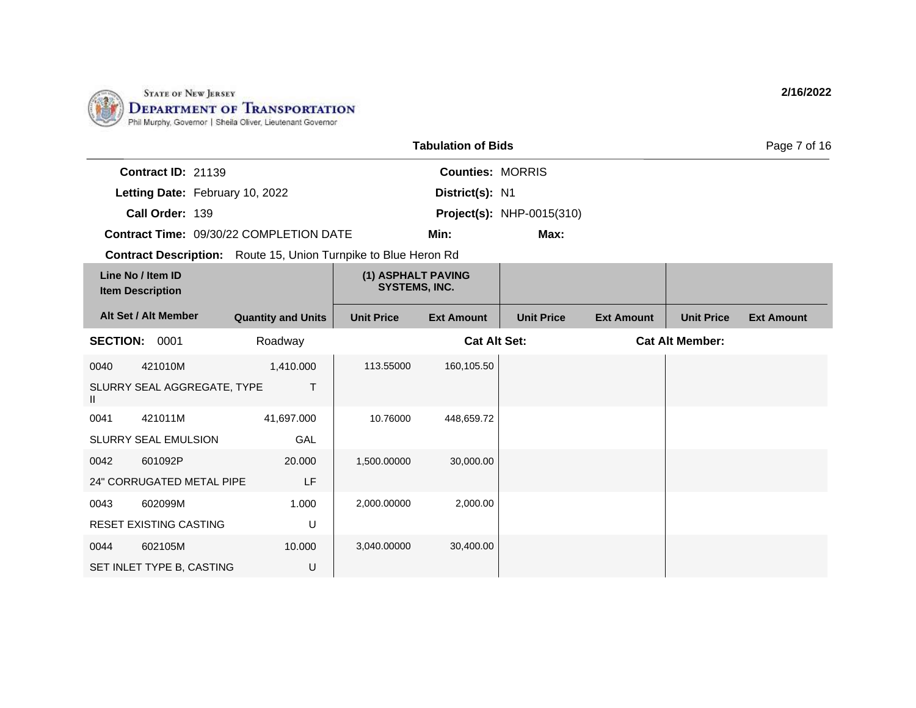State of New Jersey
**Department of Transportation**
Phil Murphy, Governor | Sheila Oliver, Lieutenant Governor

**2/16/2022**

## Tabulation of Bids

**Contract ID:** 21139
**Letting Date:** February 10, 2022
**Call Order:** 139
**Contract Time:** 09/30/22 COMPLETION DATE
**Contract Description:** Route 15, Union Turnpike to Blue Heron Rd

**Counties:** MORRIS
**District(s):** N1
**Project(s):** NHP-0015(310)
**Min:**
**Max:**

| Line No / Item ID | Item Description | Alt Set / Alt Member | Quantity and Units | (1) ASPHALT PAVING SYSTEMS, INC. Unit Price | (1) ASPHALT PAVING SYSTEMS, INC. Ext Amount | Unit Price | Ext Amount | Unit Price | Ext Amount |
|---|---|---|---|---|---|---|---|---|---|
| **SECTION: 0001** | Roadway | | | | Cat Alt Set: | | | Cat Alt Member: | |
| 0040 421010M | SLURRY SEAL AGGREGATE, TYPE II | | 1,410.000 T | 113.55000 | 160,105.50 | | | | |
| 0041 421011M | SLURRY SEAL EMULSION | | 41,697.000 GAL | 10.76000 | 448,659.72 | | | | |
| 0042 601092P | 24" CORRUGATED METAL PIPE | | 20.000 LF | 1,500.00000 | 30,000.00 | | | | |
| 0043 602099M | RESET EXISTING CASTING | | 1.000 U | 2,000.00000 | 2,000.00 | | | | |
| 0044 602105M | SET INLET TYPE B, CASTING | | 10.000 U | 3,040.00000 | 30,400.00 | | | | |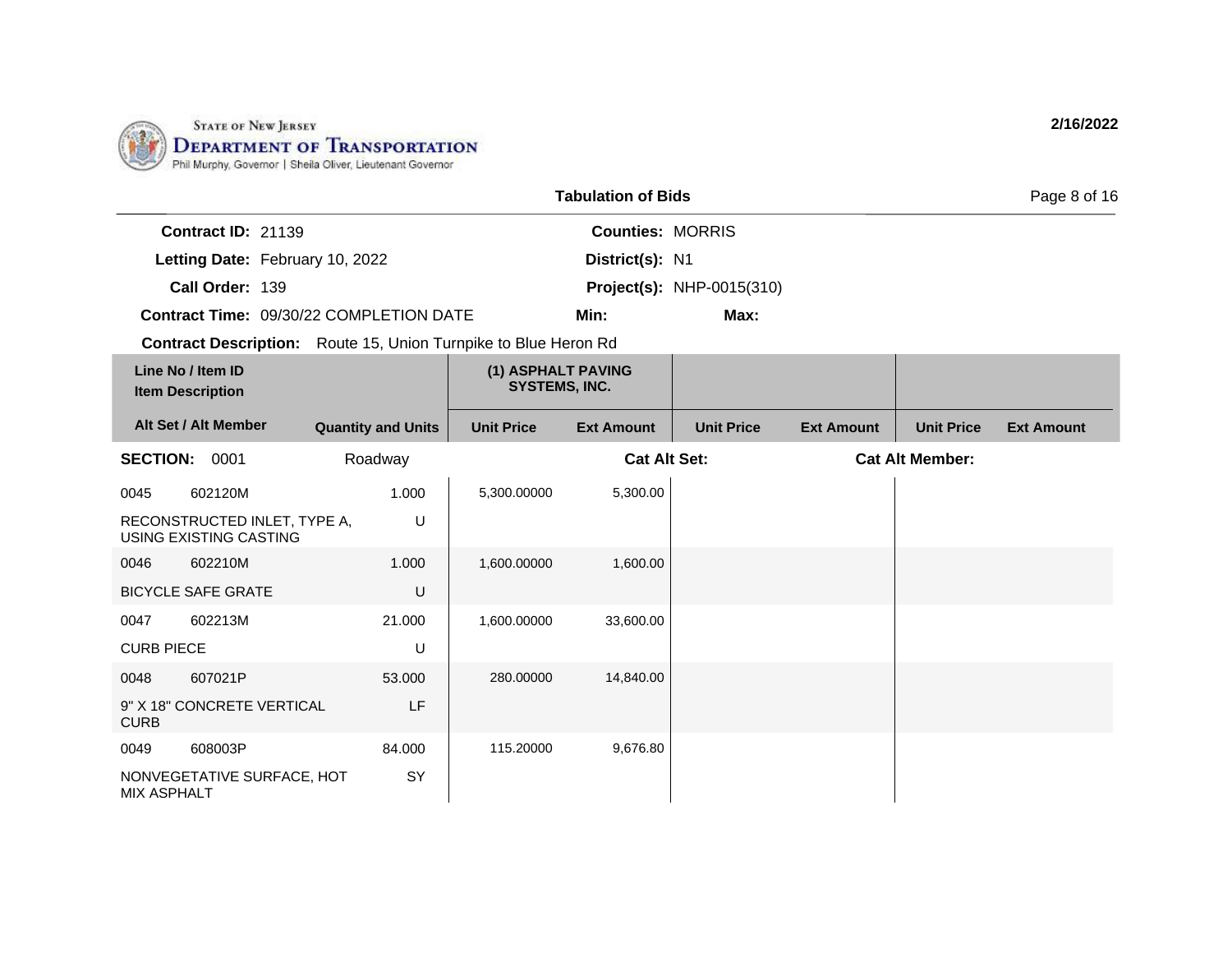STATE OF NEW JERSEY
DEPARTMENT OF TRANSPORTATION
Phil Murphy, Governor | Sheila Oliver, Lieutenant Governor

2/16/2022

## Tabulation of Bids

**Contract ID:** 21139
**Letting Date:** February 10, 2022
**Call Order:** 139
**Contract Time:** 09/30/22 COMPLETION DATE
**Contract Description:** Route 15, Union Turnpike to Blue Heron Rd

**Counties:** MORRIS
**District(s):** N1
**Project(s):** NHP-0015(310)
**Min:**
**Max:**

| Line No / Item ID / Item Description | | Quantity and Units | (1) ASPHALT PAVING SYSTEMS, INC. | | | | | |
|---|---|---|---|---|---|---|---|---|
| Alt Set / Alt Member | | | Unit Price | Ext Amount | Unit Price | Ext Amount | Unit Price | Ext Amount |
| **SECTION: 0001** | | Roadway | | **Cat Alt Set:** | | **Cat Alt Member:** | | |
| 0045 | 602120M | 1.000 | 5,300.00000 | 5,300.00 | | | | |
| RECONSTRUCTED INLET, TYPE A, USING EXISTING CASTING | | U | | | | | | |
| 0046 | 602210M | 1.000 | 1,600.00000 | 1,600.00 | | | | |
| BICYCLE SAFE GRATE | | U | | | | | | |
| 0047 | 602213M | 21.000 | 1,600.00000 | 33,600.00 | | | | |
| CURB PIECE | | U | | | | | | |
| 0048 | 607021P | 53.000 | 280.00000 | 14,840.00 | | | | |
| 9" X 18" CONCRETE VERTICAL CURB | | LF | | | | | | |
| 0049 | 608003P | 84.000 | 115.20000 | 9,676.80 | | | | |
| NONVEGETATIVE SURFACE, HOT MIX ASPHALT | | SY | | | | | | |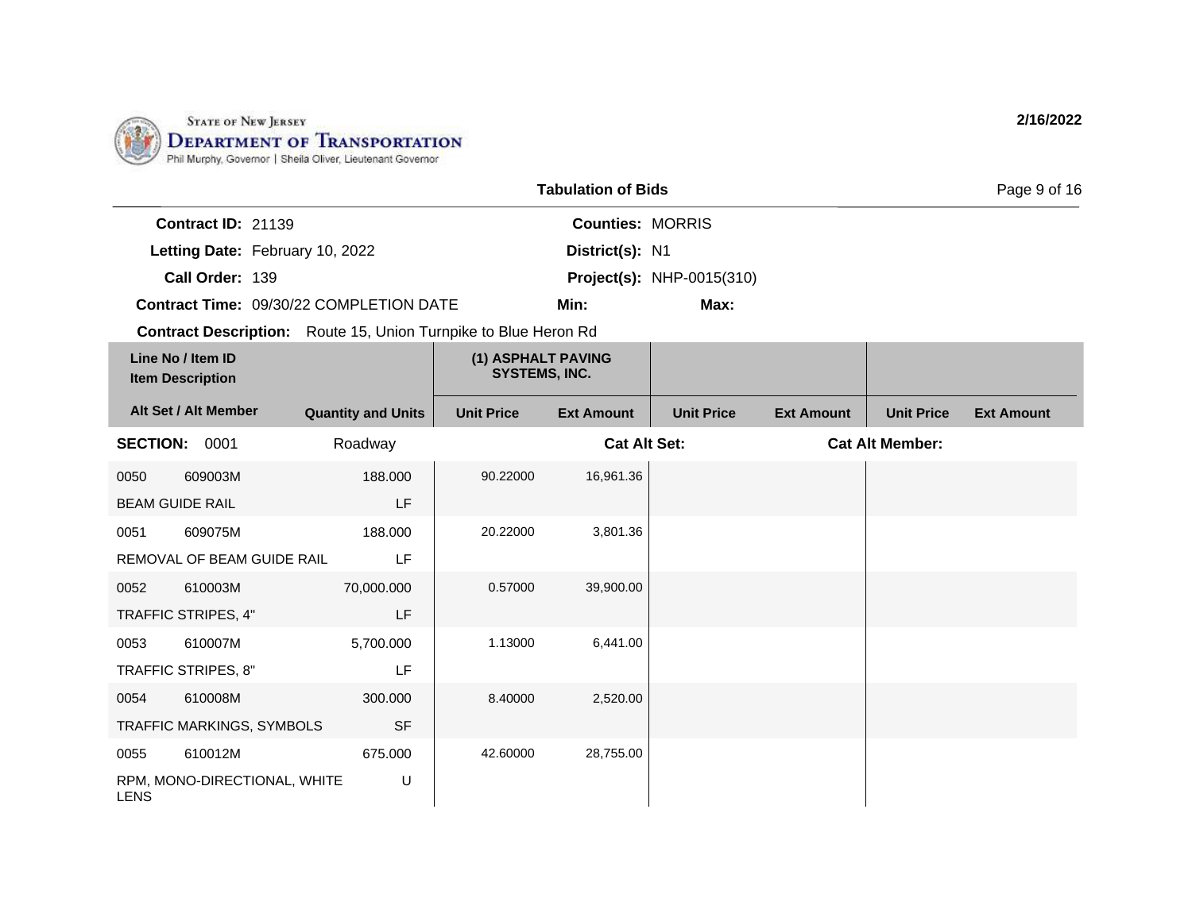State of New Jersey
**Department of Transportation**
Phil Murphy, Governor | Sheila Oliver, Lieutenant Governor

2/16/2022

**Tabulation of Bids**

**Contract ID:** 21139 **Counties:** MORRIS
**Letting Date:** February 10, 2022 **District(s):** N1
**Call Order:** 139 **Project(s):** NHP-0015(310)
**Contract Time:** 09/30/22 COMPLETION DATE **Min:** **Max:**
**Contract Description:** Route 15, Union Turnpike to Blue Heron Rd

| Line No / Item ID | Item Description | Quantity and Units | (1) ASPHALT PAVING SYSTEMS, INC. | | | | | |
|---|---|---|---|---|---|---|---|---|
| Alt Set / Alt Member | | | Unit Price | Ext Amount | Unit Price | Ext Amount | Unit Price | Ext Amount |
| **SECTION: 0001** | Roadway | | **Cat Alt Set:** | | | **Cat Alt Member:** | | |
| 0050 609003M | BEAM GUIDE RAIL | 188.000 LF | 90.22000 | 16,961.36 | | | | |
| 0051 609075M | REMOVAL OF BEAM GUIDE RAIL | 188.000 LF | 20.22000 | 3,801.36 | | | | |
| 0052 610003M | TRAFFIC STRIPES, 4" | 70,000.000 LF | 0.57000 | 39,900.00 | | | | |
| 0053 610007M | TRAFFIC STRIPES, 8" | 5,700.000 LF | 1.13000 | 6,441.00 | | | | |
| 0054 610008M | TRAFFIC MARKINGS, SYMBOLS | 300.000 SF | 8.40000 | 2,520.00 | | | | |
| 0055 610012M | RPM, MONO-DIRECTIONAL, WHITE LENS | 675.000 U | 42.60000 | 28,755.00 | | | | |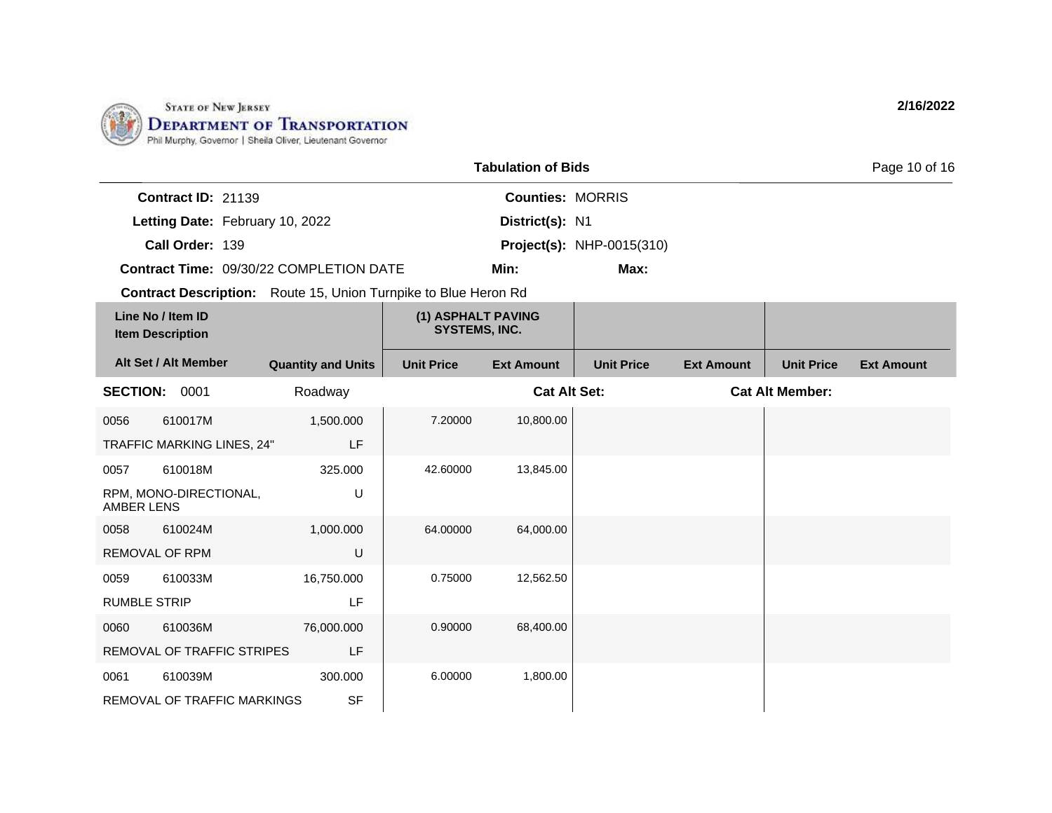**State of New Jersey Department of Transportation**
Phil Murphy, Governor | Sheila Oliver, Lieutenant Governor

2/16/2022

## Tabulation of Bids

**Contract ID:** 21139
**Letting Date:** February 10, 2022
**Call Order:** 139
**Contract Time:** 09/30/22 COMPLETION DATE
**Contract Description:** Route 15, Union Turnpike to Blue Heron Rd

**Counties:** MORRIS
**District(s):** N1
**Project(s):** NHP-0015(310)
**Min:**
**Max:**

| Line No / Item ID / Item Description | | Alt Set / Alt Member | Quantity and Units | (1) ASPHALT PAVING SYSTEMS, INC. Unit Price | Ext Amount | Unit Price | Ext Amount | Unit Price | Ext Amount |
|---|---|---|---|---|---|---|---|---|---|
| **SECTION: 0001** | | | Roadway | | **Cat Alt Set:** | | | **Cat Alt Member:** | |
| 0056 | 610017M | | 1,500.000 | 7.20000 | 10,800.00 | | | | |
| TRAFFIC MARKING LINES, 24" | | | LF | | | | | | |
| 0057 | 610018M | | 325.000 | 42.60000 | 13,845.00 | | | | |
| RPM, MONO-DIRECTIONAL, AMBER LENS | | | U | | | | | | |
| 0058 | 610024M | | 1,000.000 | 64.00000 | 64,000.00 | | | | |
| REMOVAL OF RPM | | | U | | | | | | |
| 0059 | 610033M | | 16,750.000 | 0.75000 | 12,562.50 | | | | |
| RUMBLE STRIP | | | LF | | | | | | |
| 0060 | 610036M | | 76,000.000 | 0.90000 | 68,400.00 | | | | |
| REMOVAL OF TRAFFIC STRIPES | | | LF | | | | | | |
| 0061 | 610039M | | 300.000 | 6.00000 | 1,800.00 | | | | |
| REMOVAL OF TRAFFIC MARKINGS | | | SF | | | | | | |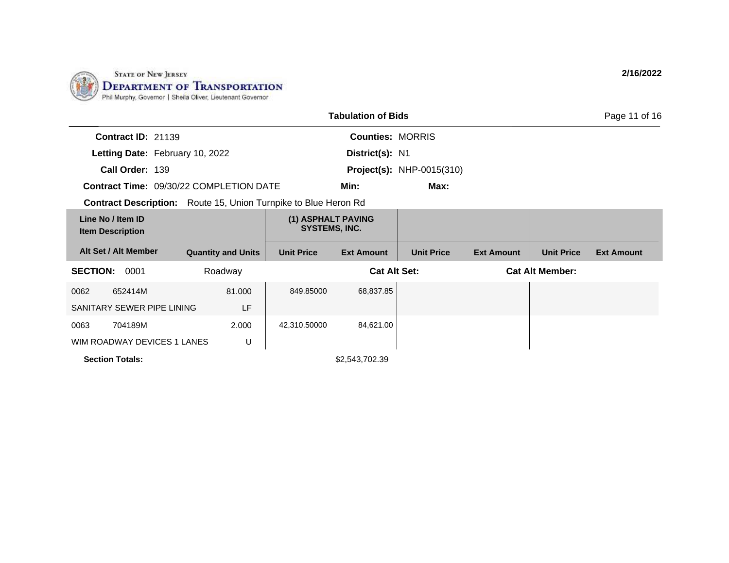State of New Jersey
Department of Transportation
Phil Murphy, Governor | Sheila Oliver, Lieutenant Governor

2/16/2022

## Tabulation of Bids

**Contract ID:** 21139 **Counties:** MORRIS

**Letting Date:** February 10, 2022 **District(s):** N1

**Call Order:** 139 **Project(s):** NHP-0015(310)

**Contract Time:** 09/30/22 COMPLETION DATE **Min:** **Max:**

**Contract Description:** Route 15, Union Turnpike to Blue Heron Rd

| Line No / Item ID<br>Item Description | | | (1) ASPHALT PAVING SYSTEMS, INC. | | | | | |
|---|---|---|---|---|---|---|---|---|
| Alt Set / Alt Member | | Quantity and Units | Unit Price | Ext Amount | Unit Price | Ext Amount | Unit Price | Ext Amount |
| **SECTION:** 0001 | | Roadway | | **Cat Alt Set:** | | | **Cat Alt Member:** | |
| 0062 | 652414M | 81.000 | 849.85000 | 68,837.85 | | | | |
| SANITARY SEWER PIPE LINING | | LF | | | | | | |
| 0063 | 704189M | 2.000 | 42,310.50000 | 84,621.00 | | | | |
| WIM ROADWAY DEVICES 1 LANES | | U | | | | | | |
| **Section Totals:** | | | | $2,543,702.39 | | | | |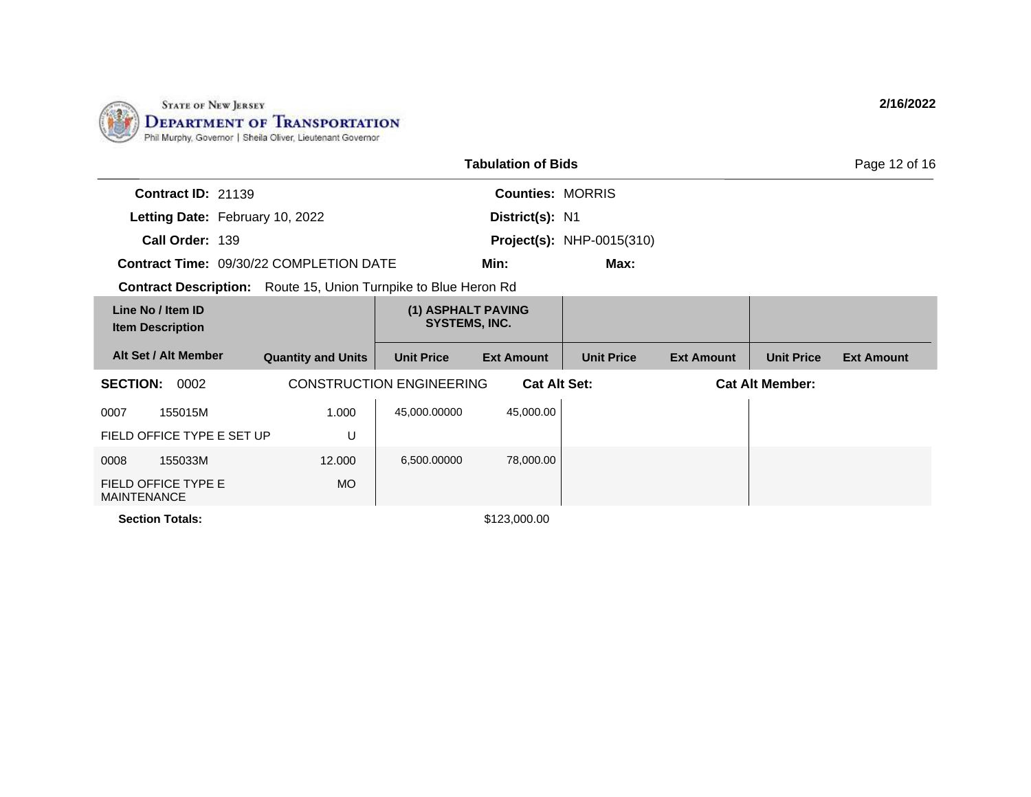STATE OF NEW JERSEY
**DEPARTMENT OF TRANSPORTATION**
Phil Murphy, Governor | Sheila Oliver, Lieutenant Governor

**2/16/2022**

## Tabulation of Bids

**Contract ID:** 21139
**Letting Date:** February 10, 2022
**Call Order:** 139
**Contract Time:** 09/30/22 COMPLETION DATE
**Counties:** MORRIS
**District(s):** N1
**Project(s):** NHP-0015(310)
**Min:**
**Max:**
**Contract Description:** Route 15, Union Turnpike to Blue Heron Rd

| Line No / Item ID / Item Description | Alt Set / Alt Member | Quantity and Units | (1) ASPHALT PAVING SYSTEMS, INC. | | | | | |
|---|---|---|---|---|---|---|---|---|
| | | | Unit Price | Ext Amount | Unit Price | Ext Amount | Unit Price | Ext Amount |
| **SECTION: 0002** | CONSTRUCTION ENGINEERING | | **Cat Alt Set:** | | | **Cat Alt Member:** | | |
| 0007 155015M FIELD OFFICE TYPE E SET UP | | 1.000 U | 45,000.00000 | 45,000.00 | | | | |
| 0008 155033M FIELD OFFICE TYPE E MAINTENANCE | | 12.000 MO | 6,500.00000 | 78,000.00 | | | | |
| **Section Totals:** | | | | $123,000.00 | | | | |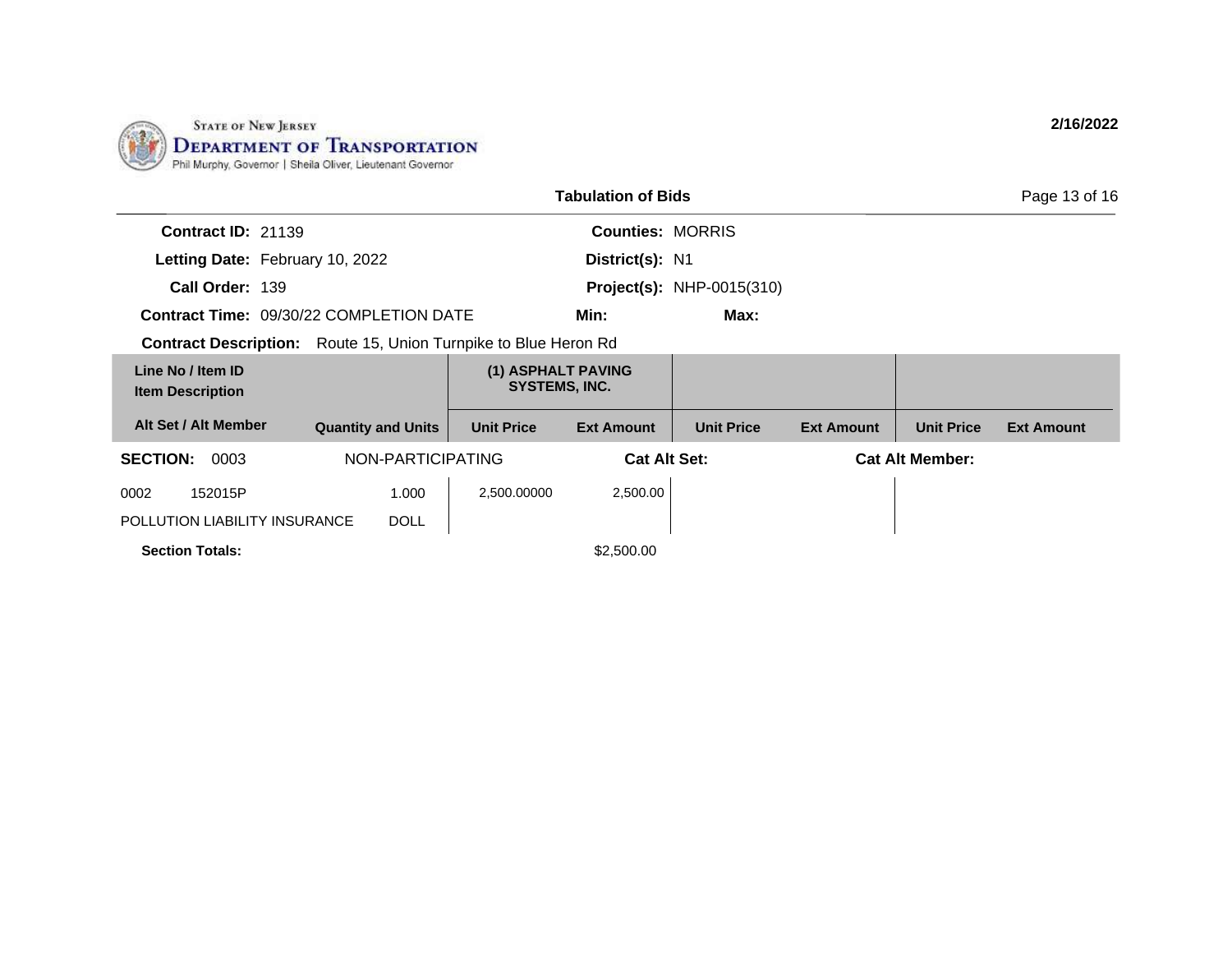STATE OF NEW JERSEY
**DEPARTMENT OF TRANSPORTATION**
Phil Murphy, Governor | Sheila Oliver, Lieutenant Governor

**2/16/2022**

**Tabulation of Bids**

**Contract ID:** 21139
**Letting Date:** February 10, 2022
**Call Order:** 139
**Contract Time:** 09/30/22 COMPLETION DATE
**Contract Description:** Route 15, Union Turnpike to Blue Heron Rd

**Counties:** MORRIS
**District(s):** N1
**Project(s):** NHP-0015(310)
**Min:**
**Max:**

| Line No / Item ID<br>Item Description | | (1) ASPHALT PAVING SYSTEMS, INC. | | | | | |
|---|---|---|---|---|---|---|---|
| **Alt Set / Alt Member** | **Quantity and Units** | **Unit Price** | **Ext Amount** | **Unit Price** | **Ext Amount** | **Unit Price** | **Ext Amount** |
| **SECTION:** 0003 | NON-PARTICIPATING | | **Cat Alt Set:** | | **Cat Alt Member:** | | |
| 0002 152015P<br>POLLUTION LIABILITY INSURANCE | 1.000<br>DOLL | 2,500.00000 | 2,500.00 | | | | |
| **Section Totals:** | | | $2,500.00 | | | | |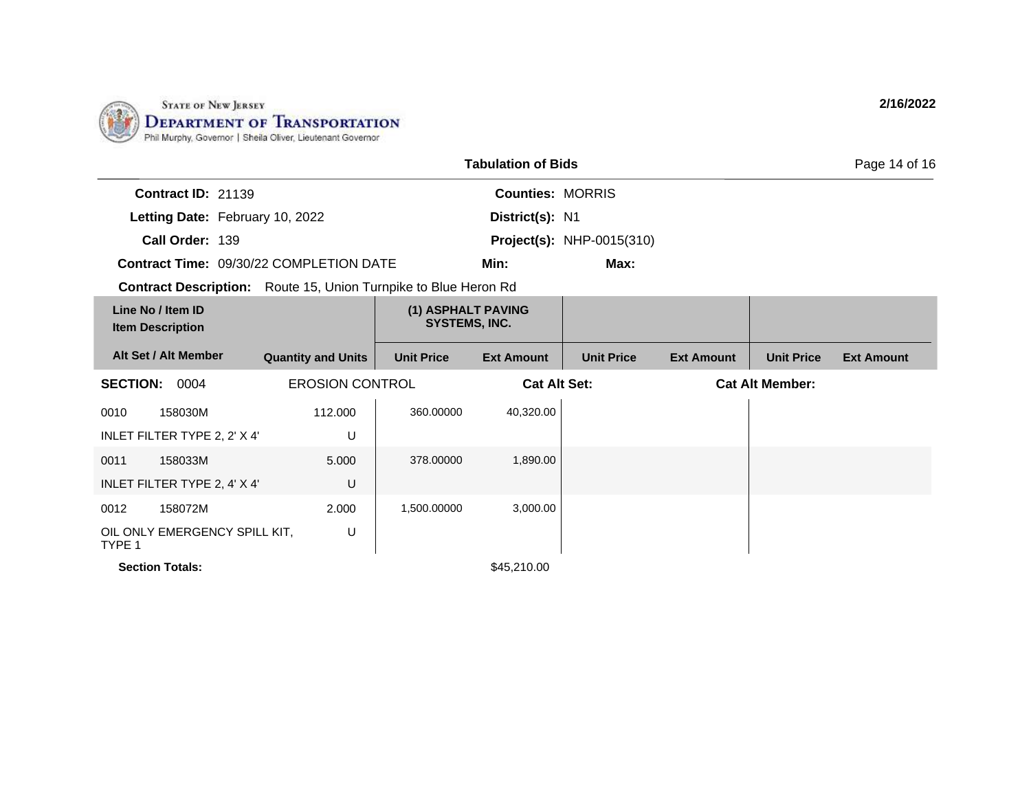**State of New Jersey Department of Transportation**
Phil Murphy, Governor | Sheila Oliver, Lieutenant Governor

2/16/2022

## Tabulation of Bids

**Contract ID:** 21139
**Letting Date:** February 10, 2022
**Call Order:** 139
**Contract Time:** 09/30/22 COMPLETION DATE
**Contract Description:** Route 15, Union Turnpike to Blue Heron Rd

**Counties:** MORRIS
**District(s):** N1
**Project(s):** NHP-0015(310)
**Min:**
**Max:**

| Line No / Item ID / Item Description | | | (1) ASPHALT PAVING SYSTEMS, INC. | | | | | |
|---|---|---|---|---|---|---|---|---|
| **Alt Set / Alt Member** | | **Quantity and Units** | **Unit Price** | **Ext Amount** | **Unit Price** | **Ext Amount** | **Unit Price** | **Ext Amount** |
| **SECTION: 0004** | | EROSION CONTROL | | **Cat Alt Set:** | | | **Cat Alt Member:** | |
| 0010 | 158030M | 112.000 | 360.00000 | 40,320.00 | | | | |
| INLET FILTER TYPE 2, 2' X 4' | | U | | | | | | |
| 0011 | 158033M | 5.000 | 378.00000 | 1,890.00 | | | | |
| INLET FILTER TYPE 2, 4' X 4' | | U | | | | | | |
| 0012 | 158072M | 2.000 | 1,500.00000 | 3,000.00 | | | | |
| OIL ONLY EMERGENCY SPILL KIT, TYPE 1 | | U | | | | | | |
| **Section Totals:** | | | | $45,210.00 | | | | |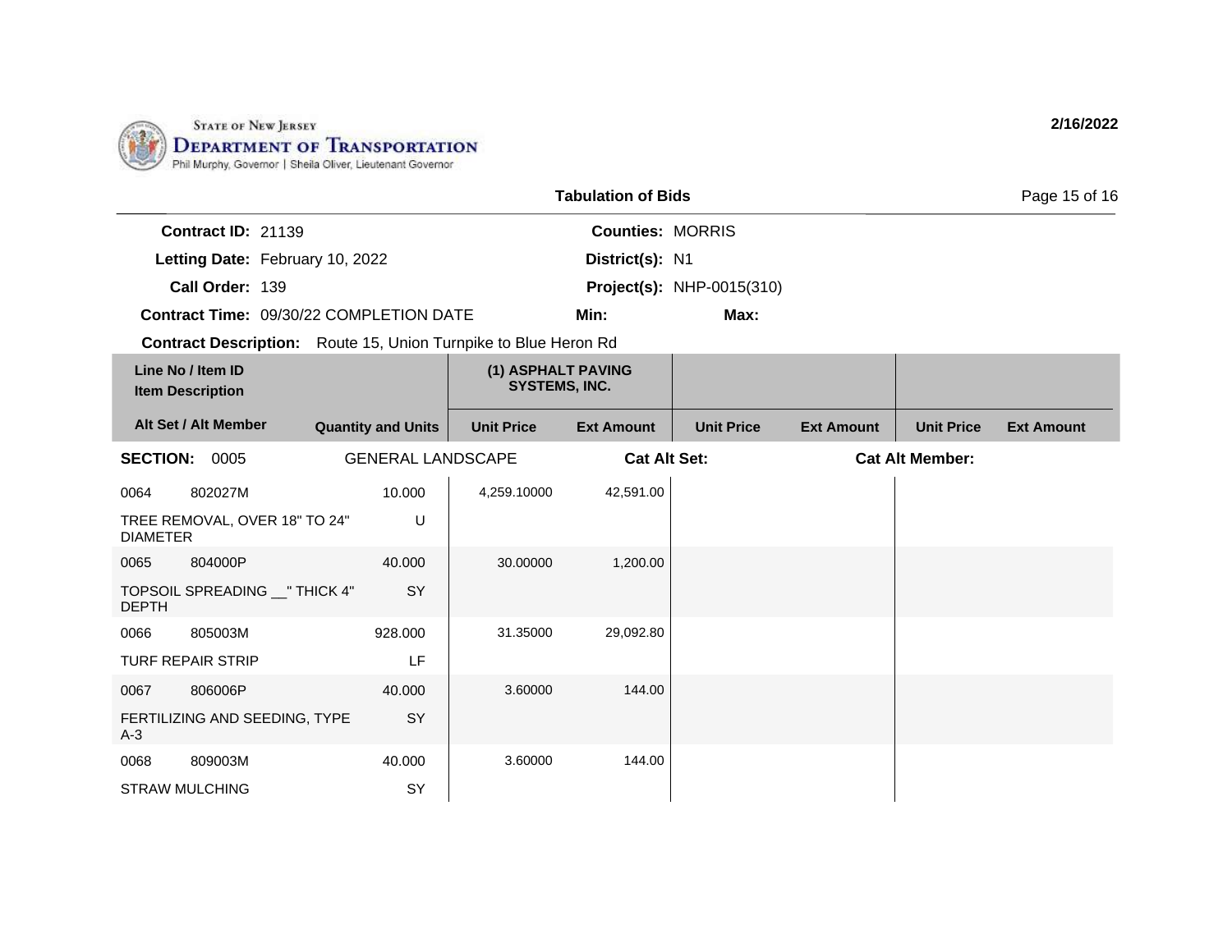STATE OF NEW JERSEY
DEPARTMENT OF TRANSPORTATION
Phil Murphy, Governor | Sheila Oliver, Lieutenant Governor

2/16/2022

## Tabulation of Bids

**Contract ID:** 21139
**Letting Date:** February 10, 2022
**Call Order:** 139
**Contract Time:** 09/30/22 COMPLETION DATE
**Counties:** MORRIS
**District(s):** N1
**Project(s):** NHP-0015(310)
**Min:**
**Max:**

**Contract Description:** Route 15, Union Turnpike to Blue Heron Rd

| Line No / Item ID / Item Description / Alt Set / Alt Member | Quantity and Units | (1) ASPHALT PAVING SYSTEMS, INC. Unit Price | Ext Amount | Unit Price | Ext Amount | Unit Price | Ext Amount |
|---|---|---|---|---|---|---|---|
| **SECTION: 0005** GENERAL LANDSCAPE **Cat Alt Set:** **Cat Alt Member:** | | | | | | | |
| 0064 802027M TREE REMOVAL, OVER 18" TO 24" DIAMETER | 10.000 U | 4,259.10000 | 42,591.00 | | | | |
| 0065 804000P TOPSOIL SPREADING __" THICK 4" DEPTH | 40.000 SY | 30.00000 | 1,200.00 | | | | |
| 0066 805003M TURF REPAIR STRIP | 928.000 LF | 31.35000 | 29,092.80 | | | | |
| 0067 806006P FERTILIZING AND SEEDING, TYPE A-3 | 40.000 SY | 3.60000 | 144.00 | | | | |
| 0068 809003M STRAW MULCHING | 40.000 SY | 3.60000 | 144.00 | | | | |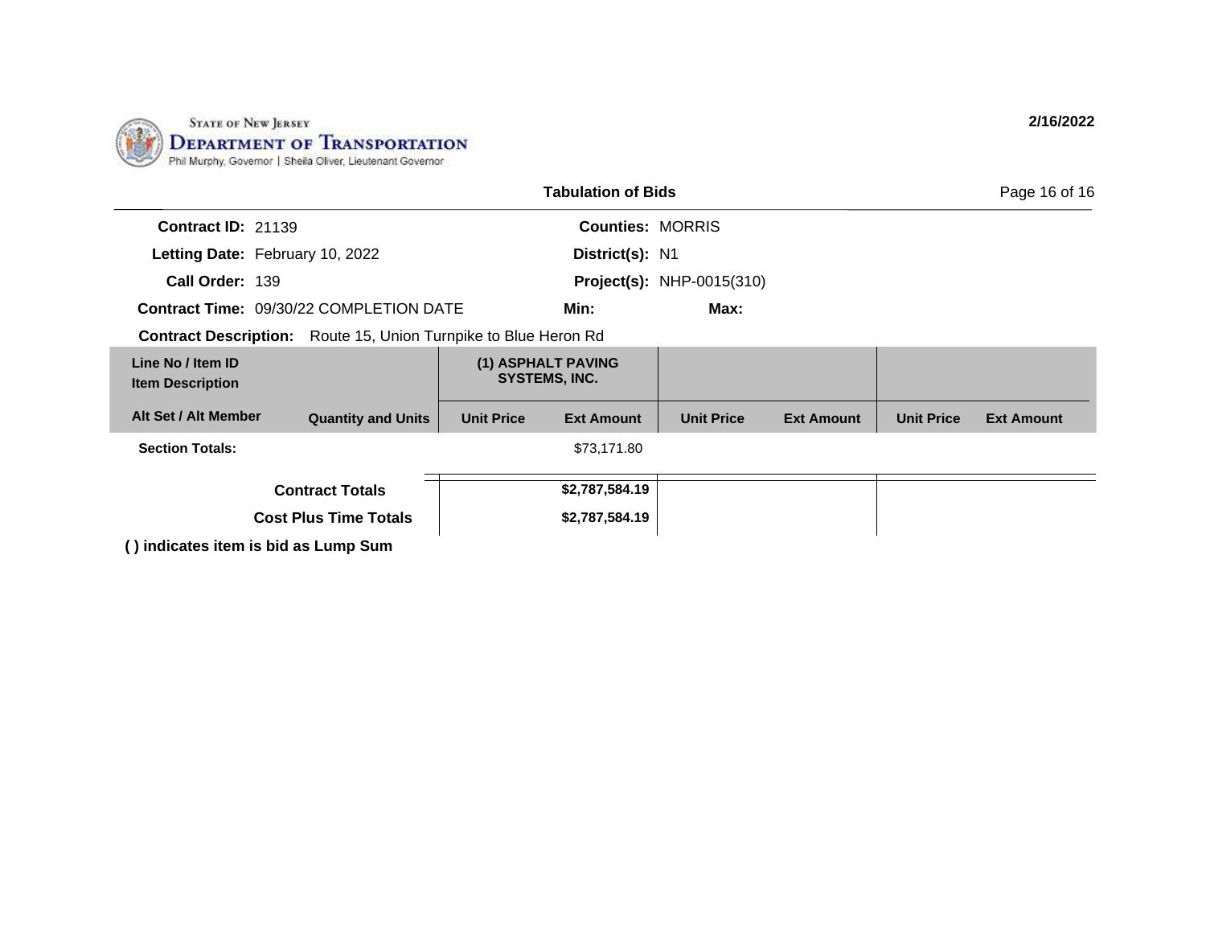STATE OF NEW JERSEY
DEPARTMENT OF TRANSPORTATION
Phil Murphy, Governor | Sheila Oliver, Lieutenant Governor

2/16/2022

## Tabulation of Bids

**Contract ID:** 21139 **Counties:** MORRIS
**Letting Date:** February 10, 2022 **District(s):** N1
**Call Order:** 139 **Project(s):** NHP-0015(310)
**Contract Time:** 09/30/22 COMPLETION DATE **Min:** **Max:**
**Contract Description:** Route 15, Union Turnpike to Blue Heron Rd

| Line No / Item ID<br>Item Description | | (1) ASPHALT PAVING SYSTEMS, INC. | | | | | |
|---|---|---|---|---|---|---|---|
| **Alt Set / Alt Member** | **Quantity and Units** | **Unit Price** | **Ext Amount** | **Unit Price** | **Ext Amount** | **Unit Price** | **Ext Amount** |
| **Section Totals:** | | | $73,171.80 | | | | |
| **Contract Totals** | | | **$2,787,584.19** | | | | |
| **Cost Plus Time Totals** | | | **$2,787,584.19** | | | | |

**( ) indicates item is bid as Lump Sum**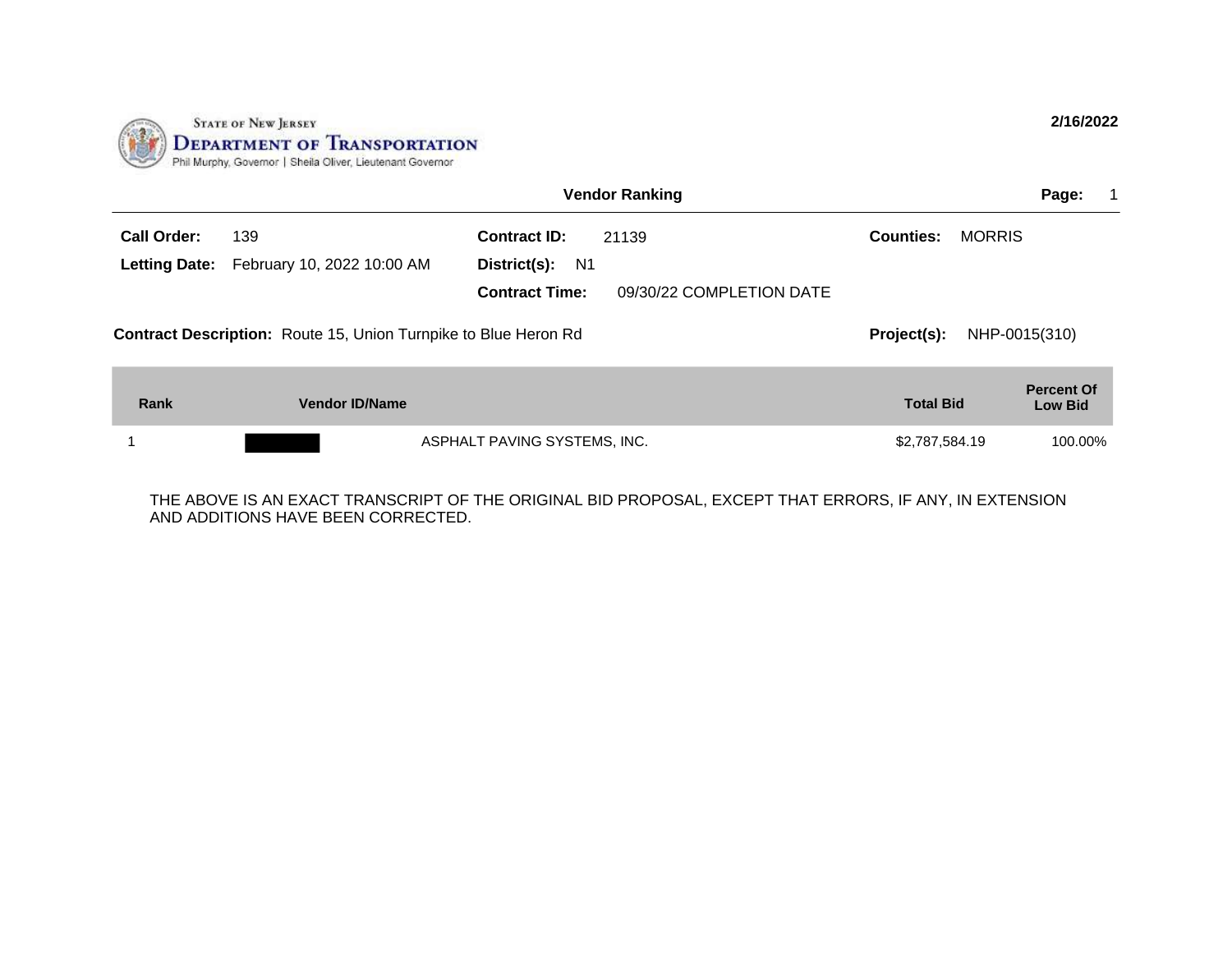STATE OF NEW JERSEY
DEPARTMENT OF TRANSPORTATION
Phil Murphy, Governor | Sheila Oliver, Lieutenant Governor

2/16/2022

## Vendor Ranking

Page: 1

**Call Order:** 139
**Letting Date:** February 10, 2022 10:00 AM

**Contract ID:** 21139
**District(s):** N1
**Contract Time:** 09/30/22 COMPLETION DATE

**Counties:** MORRIS

**Contract Description:** Route 15, Union Turnpike to Blue Heron Rd

**Project(s):** NHP-0015(310)

| Rank | Vendor ID/Name | | Total Bid | Percent Of Low Bid |
|---|---|---|---|---|
| 1 | ███ | ASPHALT PAVING SYSTEMS, INC. | $2,787,584.19 | 100.00% |

THE ABOVE IS AN EXACT TRANSCRIPT OF THE ORIGINAL BID PROPOSAL, EXCEPT THAT ERRORS, IF ANY, IN EXTENSION AND ADDITIONS HAVE BEEN CORRECTED.